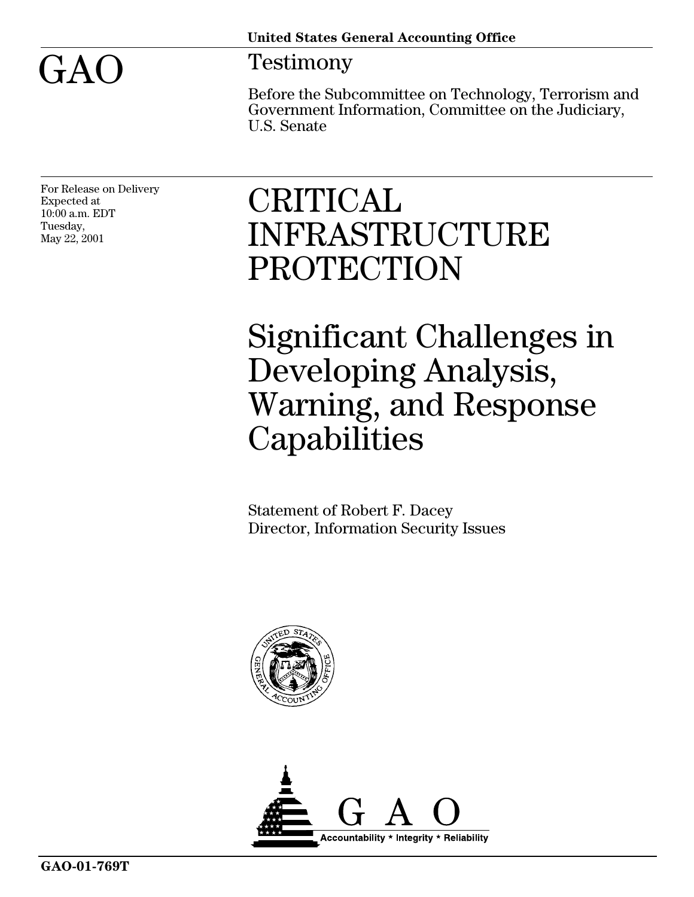United States General Accounting Office

# GAO

## Testimony

Before the Subcommittee on Technology, Terrorism and Government Information, Committee on the Judiciary, U.S. Senate

For Release on Delivery
Expected at
10:00 a.m. EDT
Tuesday,
May 22, 2001

# CRITICAL INFRASTRUCTURE PROTECTION

# Significant Challenges in Developing Analysis, Warning, and Response Capabilities

Statement of Robert F. Dacey
Director, Information Security Issues

GAO
Accountability * Integrity * Reliability

**GAO-01-769T**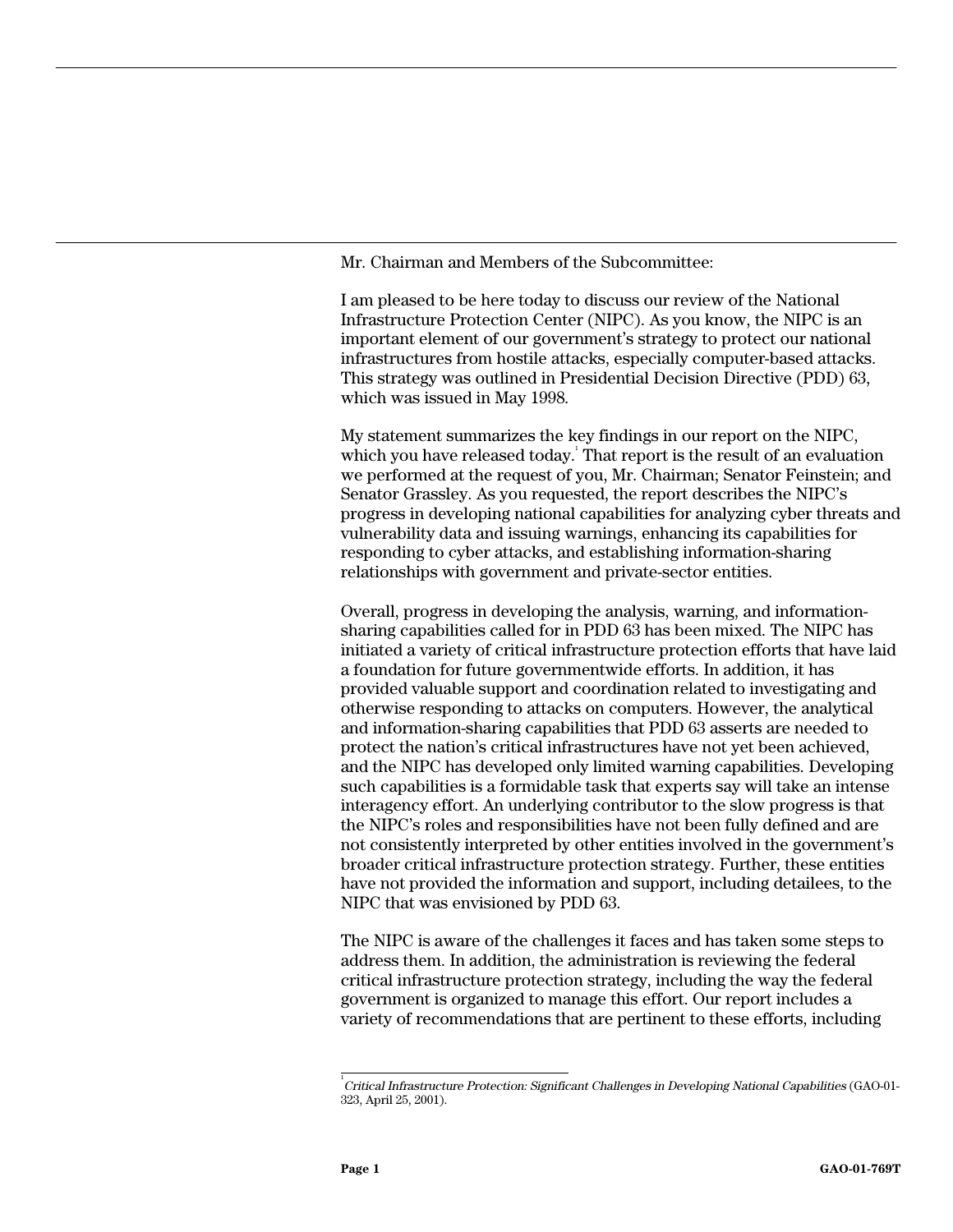Mr. Chairman and Members of the Subcommittee:

I am pleased to be here today to discuss our review of the National Infrastructure Protection Center (NIPC). As you know, the NIPC is an important element of our government's strategy to protect our national infrastructures from hostile attacks, especially computer-based attacks. This strategy was outlined in Presidential Decision Directive (PDD) 63, which was issued in May 1998.

My statement summarizes the key findings in our report on the NIPC, which you have released today.[1] That report is the result of an evaluation we performed at the request of you, Mr. Chairman; Senator Feinstein; and Senator Grassley. As you requested, the report describes the NIPC's progress in developing national capabilities for analyzing cyber threats and vulnerability data and issuing warnings, enhancing its capabilities for responding to cyber attacks, and establishing information-sharing relationships with government and private-sector entities.

Overall, progress in developing the analysis, warning, and information-sharing capabilities called for in PDD 63 has been mixed. The NIPC has initiated a variety of critical infrastructure protection efforts that have laid a foundation for future governmentwide efforts. In addition, it has provided valuable support and coordination related to investigating and otherwise responding to attacks on computers. However, the analytical and information-sharing capabilities that PDD 63 asserts are needed to protect the nation's critical infrastructures have not yet been achieved, and the NIPC has developed only limited warning capabilities. Developing such capabilities is a formidable task that experts say will take an intense interagency effort. An underlying contributor to the slow progress is that the NIPC's roles and responsibilities have not been fully defined and are not consistently interpreted by other entities involved in the government's broader critical infrastructure protection strategy. Further, these entities have not provided the information and support, including detailees, to the NIPC that was envisioned by PDD 63.

The NIPC is aware of the challenges it faces and has taken some steps to address them. In addition, the administration is reviewing the federal critical infrastructure protection strategy, including the way the federal government is organized to manage this effort. Our report includes a variety of recommendations that are pertinent to these efforts, including

---

[1] *Critical Infrastructure Protection: Significant Challenges in Developing National Capabilities* (GAO-01-323, April 25, 2001).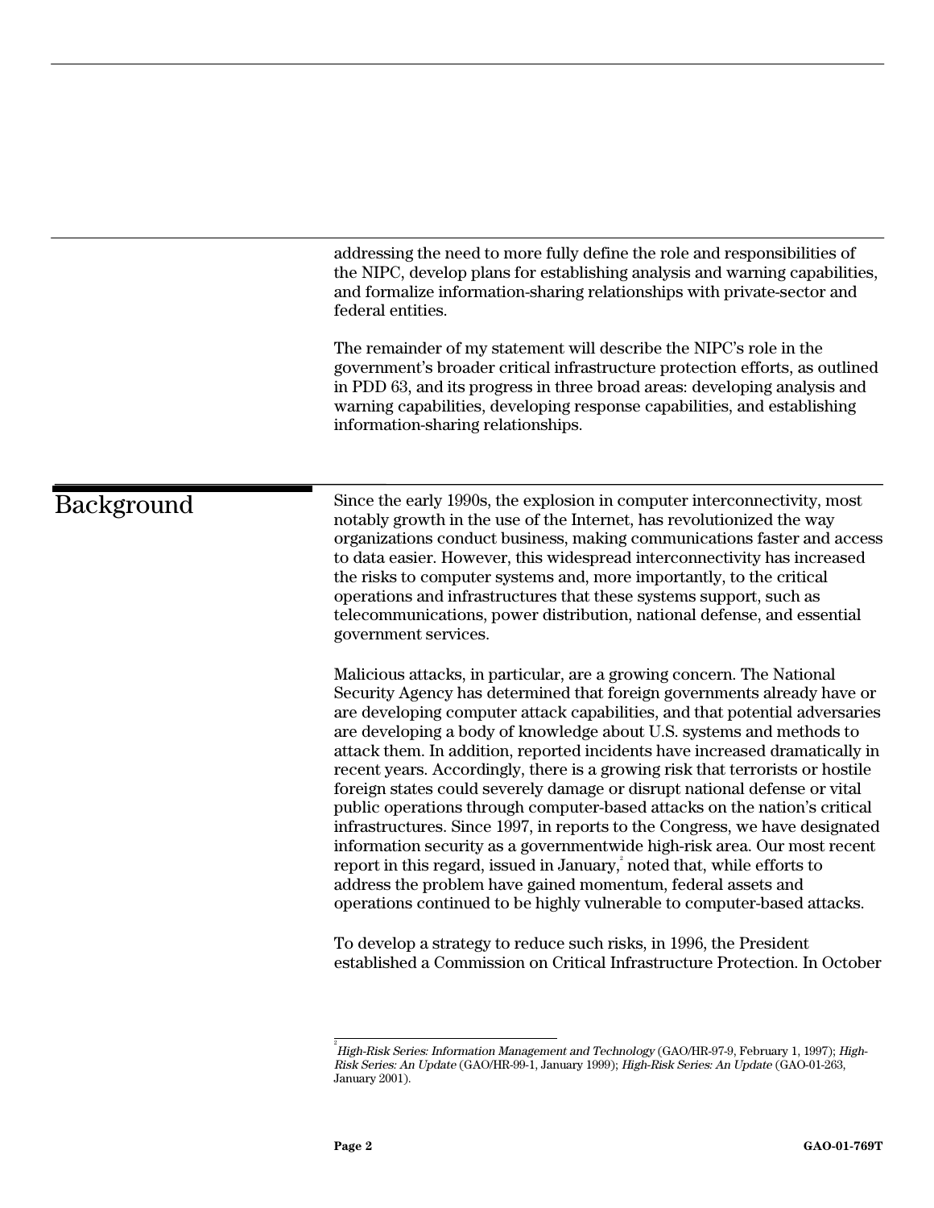addressing the need to more fully define the role and responsibilities of the NIPC, develop plans for establishing analysis and warning capabilities, and formalize information-sharing relationships with private-sector and federal entities.

The remainder of my statement will describe the NIPC's role in the government's broader critical infrastructure protection efforts, as outlined in PDD 63, and its progress in three broad areas: developing analysis and warning capabilities, developing response capabilities, and establishing information-sharing relationships.

## Background

Since the early 1990s, the explosion in computer interconnectivity, most notably growth in the use of the Internet, has revolutionized the way organizations conduct business, making communications faster and access to data easier. However, this widespread interconnectivity has increased the risks to computer systems and, more importantly, to the critical operations and infrastructures that these systems support, such as telecommunications, power distribution, national defense, and essential government services.

Malicious attacks, in particular, are a growing concern. The National Security Agency has determined that foreign governments already have or are developing computer attack capabilities, and that potential adversaries are developing a body of knowledge about U.S. systems and methods to attack them. In addition, reported incidents have increased dramatically in recent years. Accordingly, there is a growing risk that terrorists or hostile foreign states could severely damage or disrupt national defense or vital public operations through computer-based attacks on the nation's critical infrastructures. Since 1997, in reports to the Congress, we have designated information security as a governmentwide high-risk area. Our most recent report in this regard, issued in January,[2] noted that, while efforts to address the problem have gained momentum, federal assets and operations continued to be highly vulnerable to computer-based attacks.

To develop a strategy to reduce such risks, in 1996, the President established a Commission on Critical Infrastructure Protection. In October

[2] *High-Risk Series: Information Management and Technology* (GAO/HR-97-9, February 1, 1997); *High-Risk Series: An Update* (GAO/HR-99-1, January 1999); *High-Risk Series: An Update* (GAO-01-263, January 2001).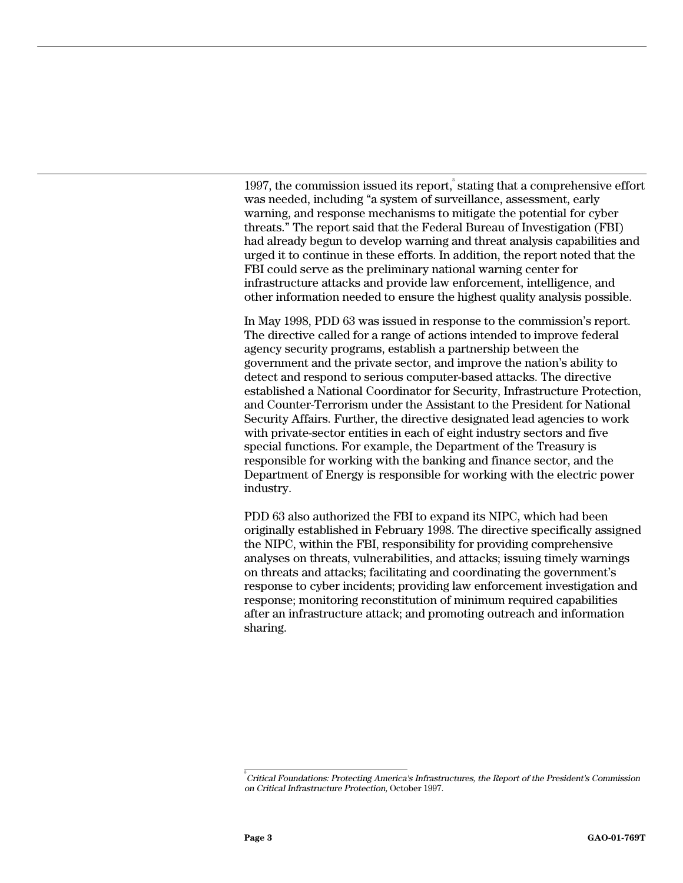1997, the commission issued its report,[3] stating that a comprehensive effort was needed, including "a system of surveillance, assessment, early warning, and response mechanisms to mitigate the potential for cyber threats." The report said that the Federal Bureau of Investigation (FBI) had already begun to develop warning and threat analysis capabilities and urged it to continue in these efforts. In addition, the report noted that the FBI could serve as the preliminary national warning center for infrastructure attacks and provide law enforcement, intelligence, and other information needed to ensure the highest quality analysis possible.

In May 1998, PDD 63 was issued in response to the commission's report. The directive called for a range of actions intended to improve federal agency security programs, establish a partnership between the government and the private sector, and improve the nation's ability to detect and respond to serious computer-based attacks. The directive established a National Coordinator for Security, Infrastructure Protection, and Counter-Terrorism under the Assistant to the President for National Security Affairs. Further, the directive designated lead agencies to work with private-sector entities in each of eight industry sectors and five special functions. For example, the Department of the Treasury is responsible for working with the banking and finance sector, and the Department of Energy is responsible for working with the electric power industry.

PDD 63 also authorized the FBI to expand its NIPC, which had been originally established in February 1998. The directive specifically assigned the NIPC, within the FBI, responsibility for providing comprehensive analyses on threats, vulnerabilities, and attacks; issuing timely warnings on threats and attacks; facilitating and coordinating the government's response to cyber incidents; providing law enforcement investigation and response; monitoring reconstitution of minimum required capabilities after an infrastructure attack; and promoting outreach and information sharing.

---

[3] *Critical Foundations: Protecting America's Infrastructures, the Report of the President's Commission on Critical Infrastructure Protection,* October 1997.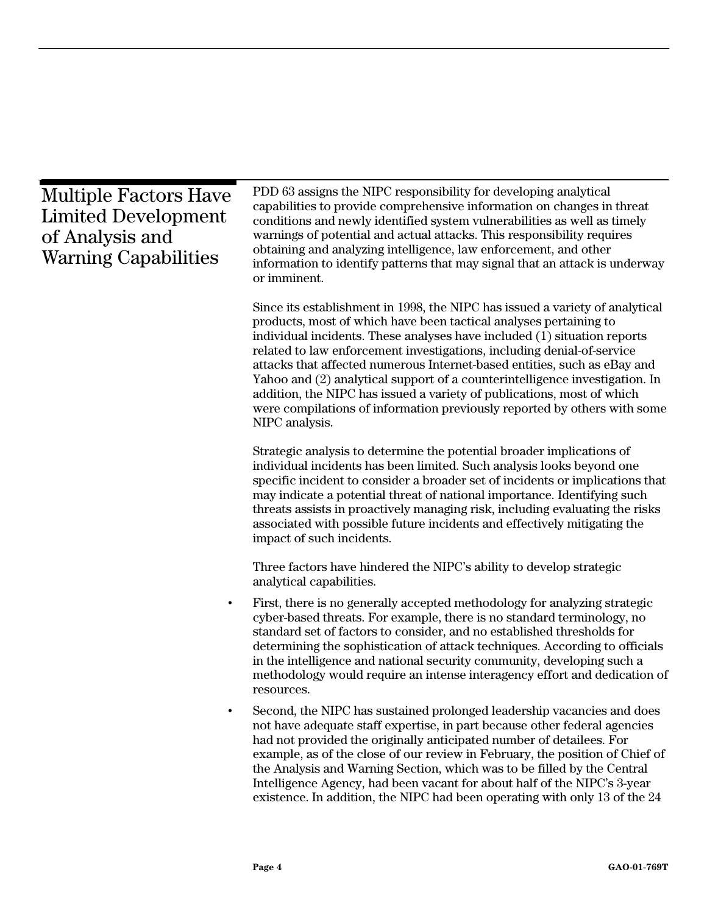## Multiple Factors Have Limited Development of Analysis and Warning Capabilities

PDD 63 assigns the NIPC responsibility for developing analytical capabilities to provide comprehensive information on changes in threat conditions and newly identified system vulnerabilities as well as timely warnings of potential and actual attacks. This responsibility requires obtaining and analyzing intelligence, law enforcement, and other information to identify patterns that may signal that an attack is underway or imminent.

Since its establishment in 1998, the NIPC has issued a variety of analytical products, most of which have been tactical analyses pertaining to individual incidents. These analyses have included (1) situation reports related to law enforcement investigations, including denial-of-service attacks that affected numerous Internet-based entities, such as eBay and Yahoo and (2) analytical support of a counterintelligence investigation. In addition, the NIPC has issued a variety of publications, most of which were compilations of information previously reported by others with some NIPC analysis.

Strategic analysis to determine the potential broader implications of individual incidents has been limited. Such analysis looks beyond one specific incident to consider a broader set of incidents or implications that may indicate a potential threat of national importance. Identifying such threats assists in proactively managing risk, including evaluating the risks associated with possible future incidents and effectively mitigating the impact of such incidents.

Three factors have hindered the NIPC's ability to develop strategic analytical capabilities.

- First, there is no generally accepted methodology for analyzing strategic cyber-based threats. For example, there is no standard terminology, no standard set of factors to consider, and no established thresholds for determining the sophistication of attack techniques. According to officials in the intelligence and national security community, developing such a methodology would require an intense interagency effort and dedication of resources.
- Second, the NIPC has sustained prolonged leadership vacancies and does not have adequate staff expertise, in part because other federal agencies had not provided the originally anticipated number of detailees. For example, as of the close of our review in February, the position of Chief of the Analysis and Warning Section, which was to be filled by the Central Intelligence Agency, had been vacant for about half of the NIPC's 3-year existence. In addition, the NIPC had been operating with only 13 of the 24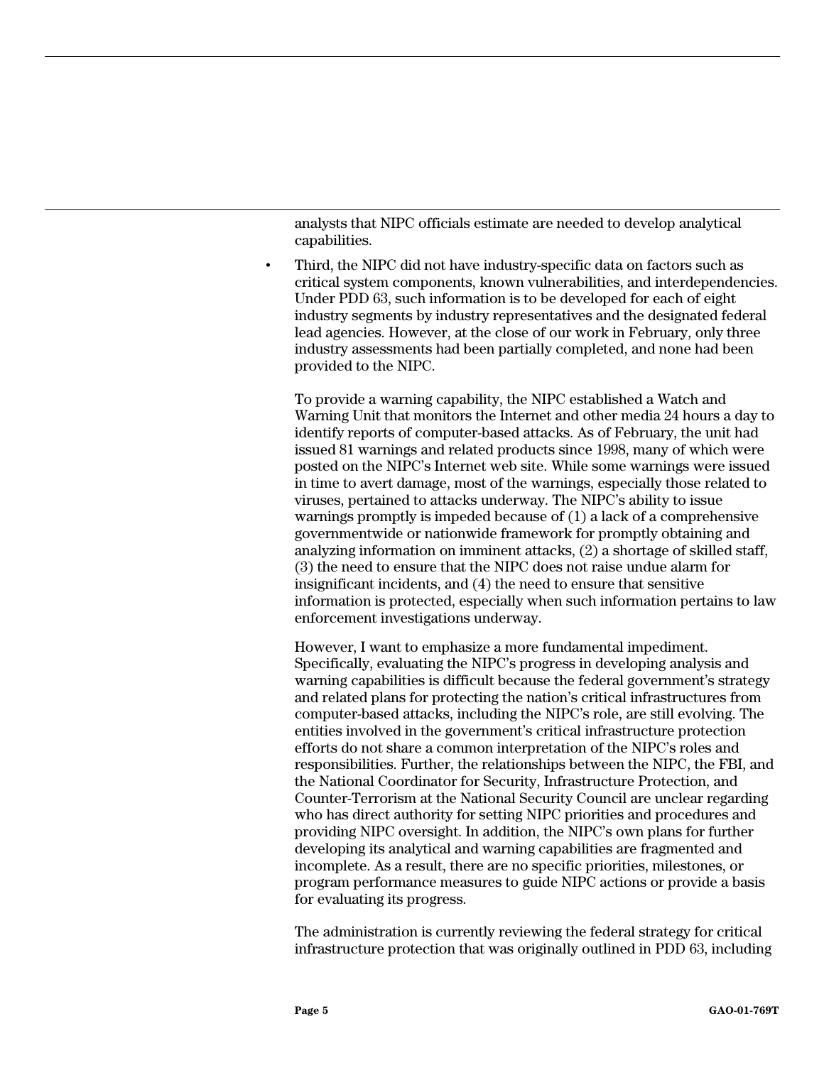analysts that NIPC officials estimate are needed to develop analytical capabilities.

- Third, the NIPC did not have industry-specific data on factors such as critical system components, known vulnerabilities, and interdependencies. Under PDD 63, such information is to be developed for each of eight industry segments by industry representatives and the designated federal lead agencies. However, at the close of our work in February, only three industry assessments had been partially completed, and none had been provided to the NIPC.

To provide a warning capability, the NIPC established a Watch and Warning Unit that monitors the Internet and other media 24 hours a day to identify reports of computer-based attacks. As of February, the unit had issued 81 warnings and related products since 1998, many of which were posted on the NIPC's Internet web site. While some warnings were issued in time to avert damage, most of the warnings, especially those related to viruses, pertained to attacks underway. The NIPC's ability to issue warnings promptly is impeded because of (1) a lack of a comprehensive governmentwide or nationwide framework for promptly obtaining and analyzing information on imminent attacks, (2) a shortage of skilled staff, (3) the need to ensure that the NIPC does not raise undue alarm for insignificant incidents, and (4) the need to ensure that sensitive information is protected, especially when such information pertains to law enforcement investigations underway.

However, I want to emphasize a more fundamental impediment. Specifically, evaluating the NIPC's progress in developing analysis and warning capabilities is difficult because the federal government's strategy and related plans for protecting the nation's critical infrastructures from computer-based attacks, including the NIPC's role, are still evolving. The entities involved in the government's critical infrastructure protection efforts do not share a common interpretation of the NIPC's roles and responsibilities. Further, the relationships between the NIPC, the FBI, and the National Coordinator for Security, Infrastructure Protection, and Counter-Terrorism at the National Security Council are unclear regarding who has direct authority for setting NIPC priorities and procedures and providing NIPC oversight. In addition, the NIPC's own plans for further developing its analytical and warning capabilities are fragmented and incomplete. As a result, there are no specific priorities, milestones, or program performance measures to guide NIPC actions or provide a basis for evaluating its progress.

The administration is currently reviewing the federal strategy for critical infrastructure protection that was originally outlined in PDD 63, including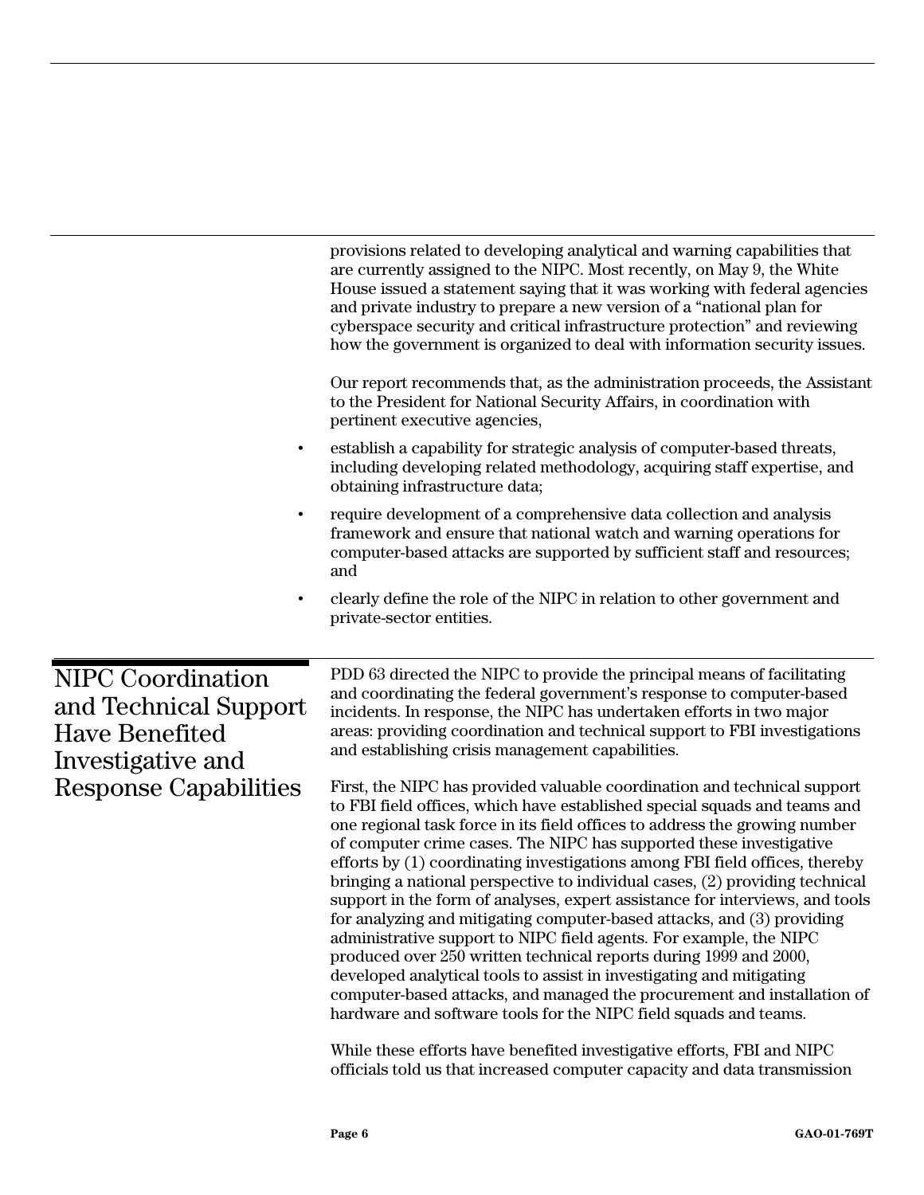provisions related to developing analytical and warning capabilities that are currently assigned to the NIPC. Most recently, on May 9, the White House issued a statement saying that it was working with federal agencies and private industry to prepare a new version of a “national plan for cyberspace security and critical infrastructure protection” and reviewing how the government is organized to deal with information security issues.

Our report recommends that, as the administration proceeds, the Assistant to the President for National Security Affairs, in coordination with pertinent executive agencies,

- establish a capability for strategic analysis of computer-based threats, including developing related methodology, acquiring staff expertise, and obtaining infrastructure data;
- require development of a comprehensive data collection and analysis framework and ensure that national watch and warning operations for computer-based attacks are supported by sufficient staff and resources; and
- clearly define the role of the NIPC in relation to other government and private-sector entities.

## NIPC Coordination and Technical Support Have Benefited Investigative and Response Capabilities

PDD 63 directed the NIPC to provide the principal means of facilitating and coordinating the federal government’s response to computer-based incidents. In response, the NIPC has undertaken efforts in two major areas: providing coordination and technical support to FBI investigations and establishing crisis management capabilities.

First, the NIPC has provided valuable coordination and technical support to FBI field offices, which have established special squads and teams and one regional task force in its field offices to address the growing number of computer crime cases. The NIPC has supported these investigative efforts by (1) coordinating investigations among FBI field offices, thereby bringing a national perspective to individual cases, (2) providing technical support in the form of analyses, expert assistance for interviews, and tools for analyzing and mitigating computer-based attacks, and (3) providing administrative support to NIPC field agents. For example, the NIPC produced over 250 written technical reports during 1999 and 2000, developed analytical tools to assist in investigating and mitigating computer-based attacks, and managed the procurement and installation of hardware and software tools for the NIPC field squads and teams.

While these efforts have benefited investigative efforts, FBI and NIPC officials told us that increased computer capacity and data transmission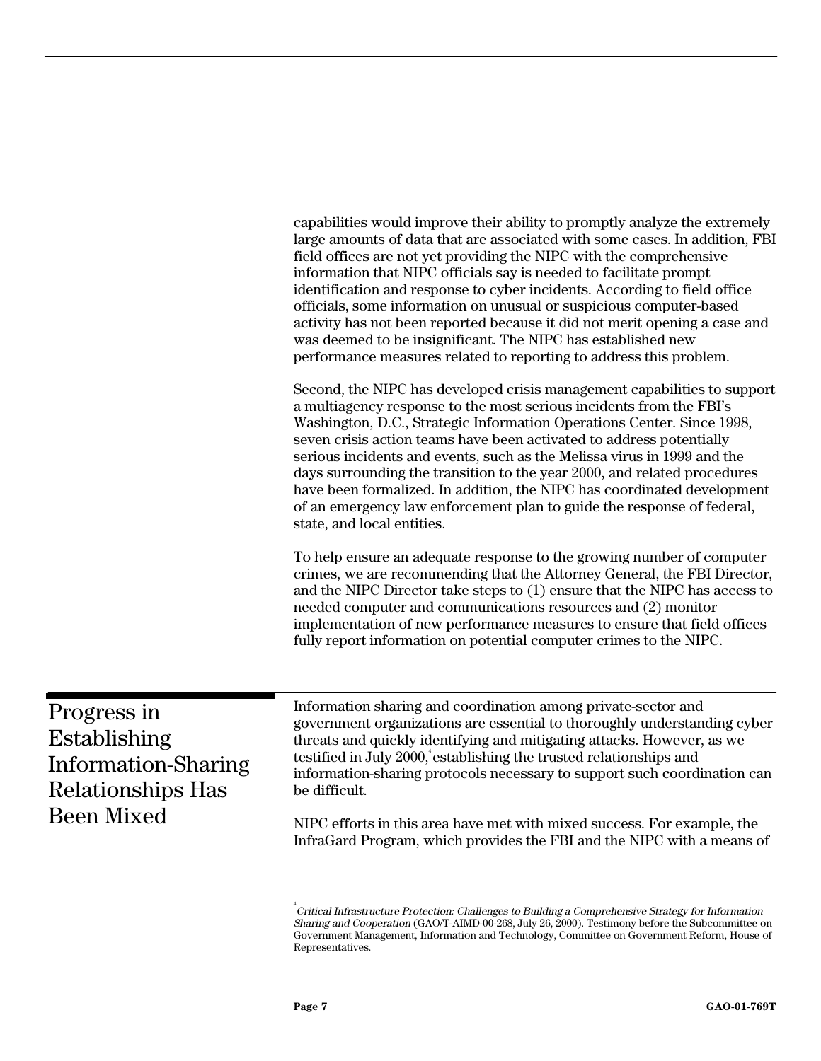capabilities would improve their ability to promptly analyze the extremely large amounts of data that are associated with some cases. In addition, FBI field offices are not yet providing the NIPC with the comprehensive information that NIPC officials say is needed to facilitate prompt identification and response to cyber incidents. According to field office officials, some information on unusual or suspicious computer-based activity has not been reported because it did not merit opening a case and was deemed to be insignificant. The NIPC has established new performance measures related to reporting to address this problem.

Second, the NIPC has developed crisis management capabilities to support a multiagency response to the most serious incidents from the FBI's Washington, D.C., Strategic Information Operations Center. Since 1998, seven crisis action teams have been activated to address potentially serious incidents and events, such as the Melissa virus in 1999 and the days surrounding the transition to the year 2000, and related procedures have been formalized. In addition, the NIPC has coordinated development of an emergency law enforcement plan to guide the response of federal, state, and local entities.

To help ensure an adequate response to the growing number of computer crimes, we are recommending that the Attorney General, the FBI Director, and the NIPC Director take steps to (1) ensure that the NIPC has access to needed computer and communications resources and (2) monitor implementation of new performance measures to ensure that field offices fully report information on potential computer crimes to the NIPC.

## Progress in Establishing Information-Sharing Relationships Has Been Mixed

Information sharing and coordination among private-sector and government organizations are essential to thoroughly understanding cyber threats and quickly identifying and mitigating attacks. However, as we testified in July 2000,[4] establishing the trusted relationships and information-sharing protocols necessary to support such coordination can be difficult.

NIPC efforts in this area have met with mixed success. For example, the InfraGard Program, which provides the FBI and the NIPC with a means of

[4] *Critical Infrastructure Protection: Challenges to Building a Comprehensive Strategy for Information Sharing and Cooperation* (GAO/T-AIMD-00-268, July 26, 2000). Testimony before the Subcommittee on Government Management, Information and Technology, Committee on Government Reform, House of Representatives.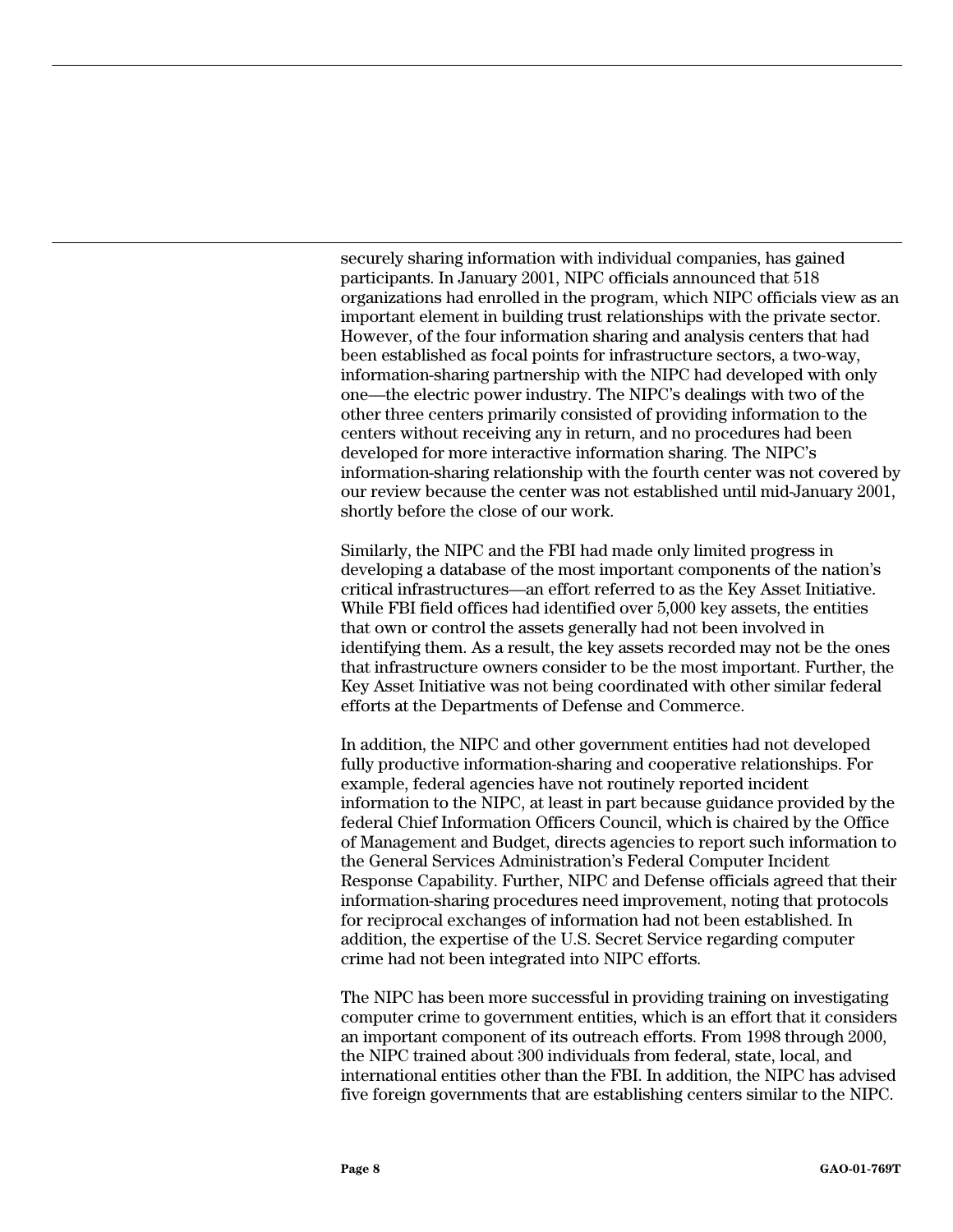securely sharing information with individual companies, has gained participants. In January 2001, NIPC officials announced that 518 organizations had enrolled in the program, which NIPC officials view as an important element in building trust relationships with the private sector. However, of the four information sharing and analysis centers that had been established as focal points for infrastructure sectors, a two-way, information-sharing partnership with the NIPC had developed with only one—the electric power industry. The NIPC's dealings with two of the other three centers primarily consisted of providing information to the centers without receiving any in return, and no procedures had been developed for more interactive information sharing. The NIPC's information-sharing relationship with the fourth center was not covered by our review because the center was not established until mid-January 2001, shortly before the close of our work.

Similarly, the NIPC and the FBI had made only limited progress in developing a database of the most important components of the nation's critical infrastructures—an effort referred to as the Key Asset Initiative. While FBI field offices had identified over 5,000 key assets, the entities that own or control the assets generally had not been involved in identifying them. As a result, the key assets recorded may not be the ones that infrastructure owners consider to be the most important. Further, the Key Asset Initiative was not being coordinated with other similar federal efforts at the Departments of Defense and Commerce.

In addition, the NIPC and other government entities had not developed fully productive information-sharing and cooperative relationships. For example, federal agencies have not routinely reported incident information to the NIPC, at least in part because guidance provided by the federal Chief Information Officers Council, which is chaired by the Office of Management and Budget, directs agencies to report such information to the General Services Administration's Federal Computer Incident Response Capability. Further, NIPC and Defense officials agreed that their information-sharing procedures need improvement, noting that protocols for reciprocal exchanges of information had not been established. In addition, the expertise of the U.S. Secret Service regarding computer crime had not been integrated into NIPC efforts.

The NIPC has been more successful in providing training on investigating computer crime to government entities, which is an effort that it considers an important component of its outreach efforts. From 1998 through 2000, the NIPC trained about 300 individuals from federal, state, local, and international entities other than the FBI. In addition, the NIPC has advised five foreign governments that are establishing centers similar to the NIPC.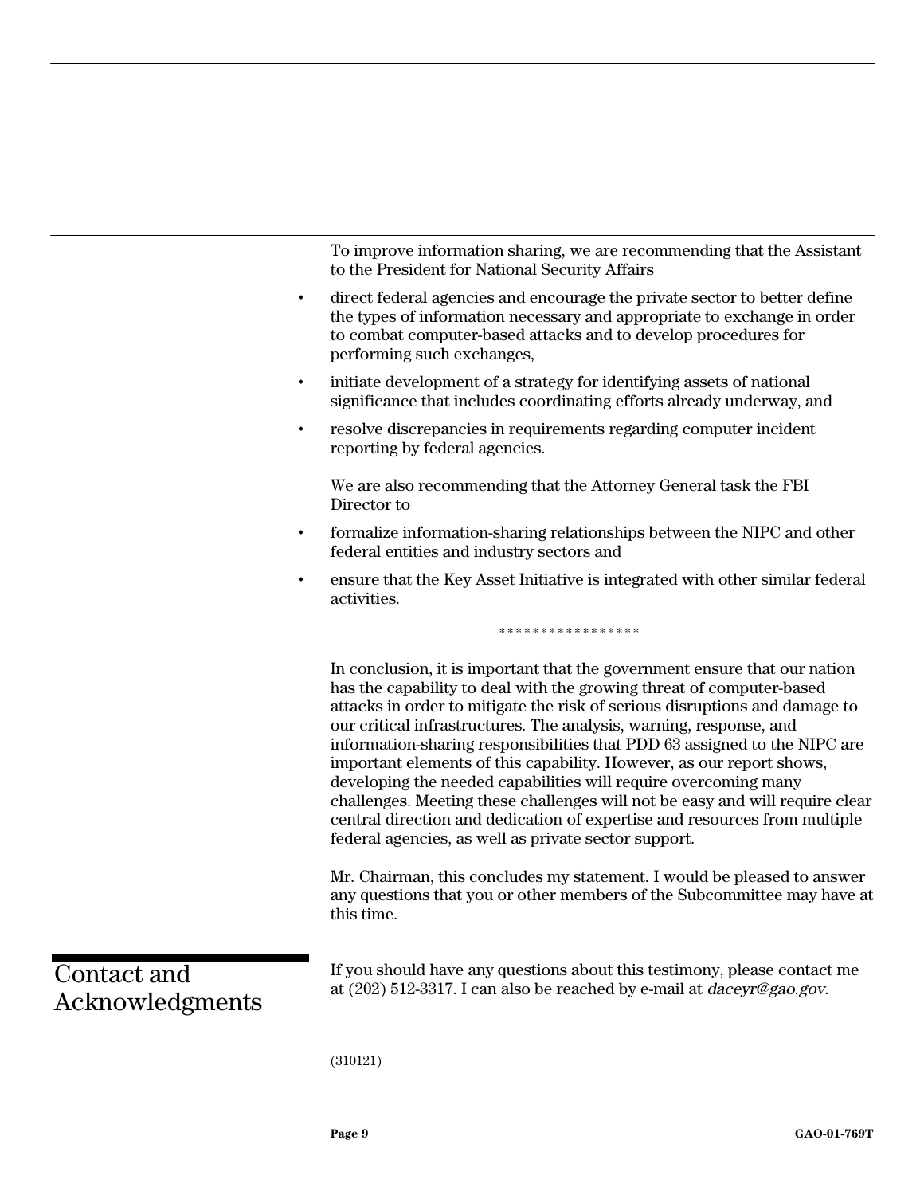To improve information sharing, we are recommending that the Assistant to the President for National Security Affairs

- direct federal agencies and encourage the private sector to better define the types of information necessary and appropriate to exchange in order to combat computer-based attacks and to develop procedures for performing such exchanges,
- initiate development of a strategy for identifying assets of national significance that includes coordinating efforts already underway, and
- resolve discrepancies in requirements regarding computer incident reporting by federal agencies.

We are also recommending that the Attorney General task the FBI Director to

- formalize information-sharing relationships between the NIPC and other federal entities and industry sectors and
- ensure that the Key Asset Initiative is integrated with other similar federal activities.

*****************

In conclusion, it is important that the government ensure that our nation has the capability to deal with the growing threat of computer-based attacks in order to mitigate the risk of serious disruptions and damage to our critical infrastructures. The analysis, warning, response, and information-sharing responsibilities that PDD 63 assigned to the NIPC are important elements of this capability. However, as our report shows, developing the needed capabilities will require overcoming many challenges. Meeting these challenges will not be easy and will require clear central direction and dedication of expertise and resources from multiple federal agencies, as well as private sector support.

Mr. Chairman, this concludes my statement. I would be pleased to answer any questions that you or other members of the Subcommittee may have at this time.

## Contact and Acknowledgments

If you should have any questions about this testimony, please contact me at (202) 512-3317. I can also be reached by e-mail at *daceyr@gao.gov*.

(310121)